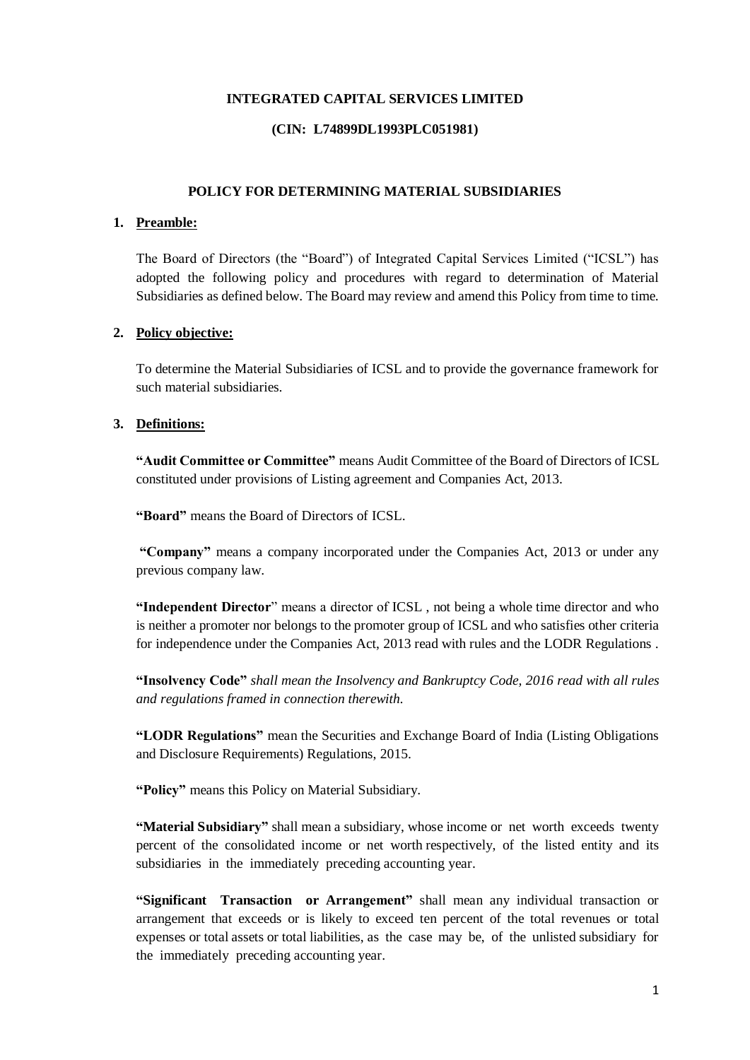# INTEGRATED CAPITAL SERVICES LIMITED

**(CIN: L74899DL1993PLC051981)**

## POLICY FOR DETERMINING MATERIAL SUBSIDIARIES

**1. Preamble:**

The Board of Directors (the "Board") of Integrated Capital Services Limited ("ICSL") has adopted the following policy and procedures with regard to determination of Material Subsidiaries as defined below. The Board may review and amend this Policy from time to time.

**2. Policy objective:**

To determine the Material Subsidiaries of ICSL and to provide the governance framework for such material subsidiaries.

**3. Definitions:**

**"Audit Committee or Committee"** means Audit Committee of the Board of Directors of ICSL constituted under provisions of Listing agreement and Companies Act, 2013.

**"Board"** means the Board of Directors of ICSL.

**"Company"** means a company incorporated under the Companies Act, 2013 or under any previous company law.

**"Independent Director"** means a director of ICSL , not being a whole time director and who is neither a promoter nor belongs to the promoter group of ICSL and who satisfies other criteria for independence under the Companies Act, 2013 read with rules and the LODR Regulations .

**"Insolvency Code"** *shall mean the Insolvency and Bankruptcy Code, 2016 read with all rules and regulations framed in connection therewith.*

**"LODR Regulations"** mean the Securities and Exchange Board of India (Listing Obligations and Disclosure Requirements) Regulations, 2015.

**"Policy"** means this Policy on Material Subsidiary.

**"Material Subsidiary"** shall mean a subsidiary, whose income or net worth exceeds twenty percent of the consolidated income or net worth respectively, of the listed entity and its subsidiaries in the immediately preceding accounting year.

**"Significant Transaction or Arrangement"** shall mean any individual transaction or arrangement that exceeds or is likely to exceed ten percent of the total revenues or total expenses or total assets or total liabilities, as the case may be, of the unlisted subsidiary for the immediately preceding accounting year.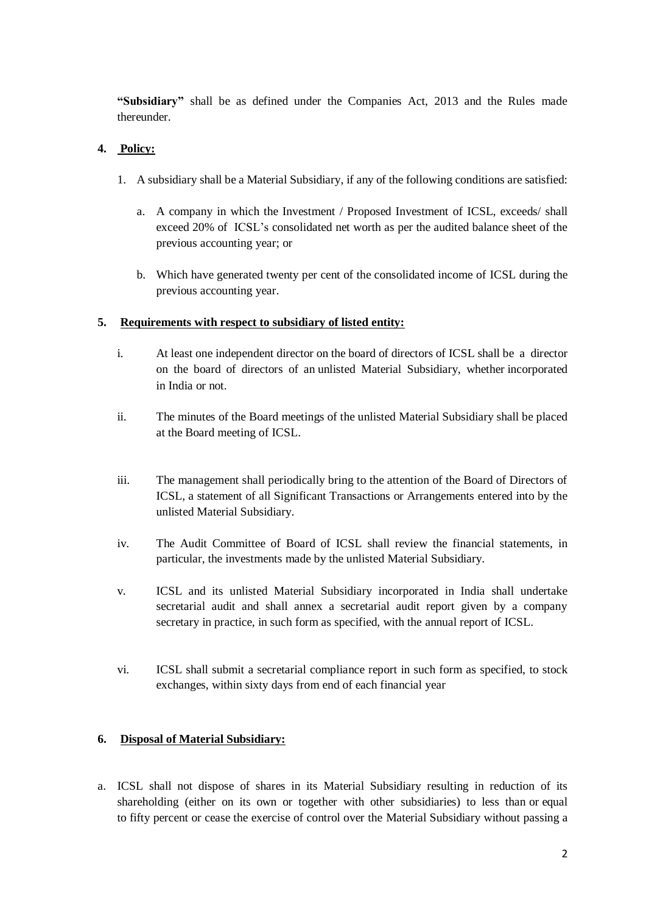**"Subsidiary"** shall be as defined under the Companies Act, 2013 and the Rules made thereunder.

## 4. Policy:

1. A subsidiary shall be a Material Subsidiary, if any of the following conditions are satisfied:

   a. A company in which the Investment / Proposed Investment of ICSL, exceeds/ shall exceed 20% of ICSL's consolidated net worth as per the audited balance sheet of the previous accounting year; or

   b. Which have generated twenty per cent of the consolidated income of ICSL during the previous accounting year.

## 5. Requirements with respect to subsidiary of listed entity:

i. At least one independent director on the board of directors of ICSL shall be a director on the board of directors of an unlisted Material Subsidiary, whether incorporated in India or not.

ii. The minutes of the Board meetings of the unlisted Material Subsidiary shall be placed at the Board meeting of ICSL.

iii. The management shall periodically bring to the attention of the Board of Directors of ICSL, a statement of all Significant Transactions or Arrangements entered into by the unlisted Material Subsidiary.

iv. The Audit Committee of Board of ICSL shall review the financial statements, in particular, the investments made by the unlisted Material Subsidiary.

v. ICSL and its unlisted Material Subsidiary incorporated in India shall undertake secretarial audit and shall annex a secretarial audit report given by a company secretary in practice, in such form as specified, with the annual report of ICSL.

vi. ICSL shall submit a secretarial compliance report in such form as specified, to stock exchanges, within sixty days from end of each financial year

## 6. Disposal of Material Subsidiary:

a. ICSL shall not dispose of shares in its Material Subsidiary resulting in reduction of its shareholding (either on its own or together with other subsidiaries) to less than or equal to fifty percent or cease the exercise of control over the Material Subsidiary without passing a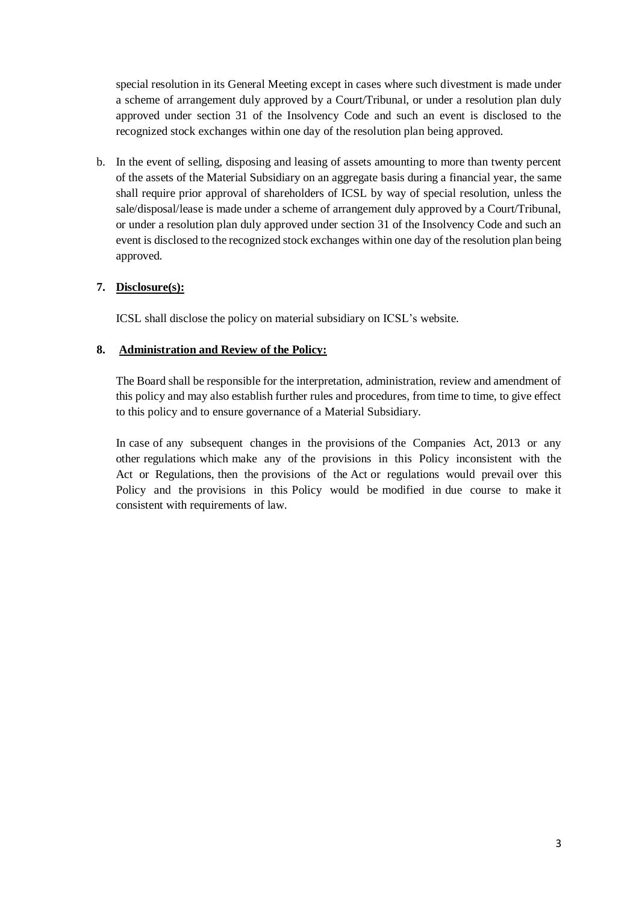special resolution in its General Meeting except in cases where such divestment is made under a scheme of arrangement duly approved by a Court/Tribunal, or under a resolution plan duly approved under section 31 of the Insolvency Code and such an event is disclosed to the recognized stock exchanges within one day of the resolution plan being approved.

b. In the event of selling, disposing and leasing of assets amounting to more than twenty percent of the assets of the Material Subsidiary on an aggregate basis during a financial year, the same shall require prior approval of shareholders of ICSL by way of special resolution, unless the sale/disposal/lease is made under a scheme of arrangement duly approved by a Court/Tribunal, or under a resolution plan duly approved under section 31 of the Insolvency Code and such an event is disclosed to the recognized stock exchanges within one day of the resolution plan being approved.

**7. Disclosure(s):**

ICSL shall disclose the policy on material subsidiary on ICSL's website.

**8. Administration and Review of the Policy:**

The Board shall be responsible for the interpretation, administration, review and amendment of this policy and may also establish further rules and procedures, from time to time, to give effect to this policy and to ensure governance of a Material Subsidiary.

In case of any subsequent changes in the provisions of the Companies Act, 2013 or any other regulations which make any of the provisions in this Policy inconsistent with the Act or Regulations, then the provisions of the Act or regulations would prevail over this Policy and the provisions in this Policy would be modified in due course to make it consistent with requirements of law.